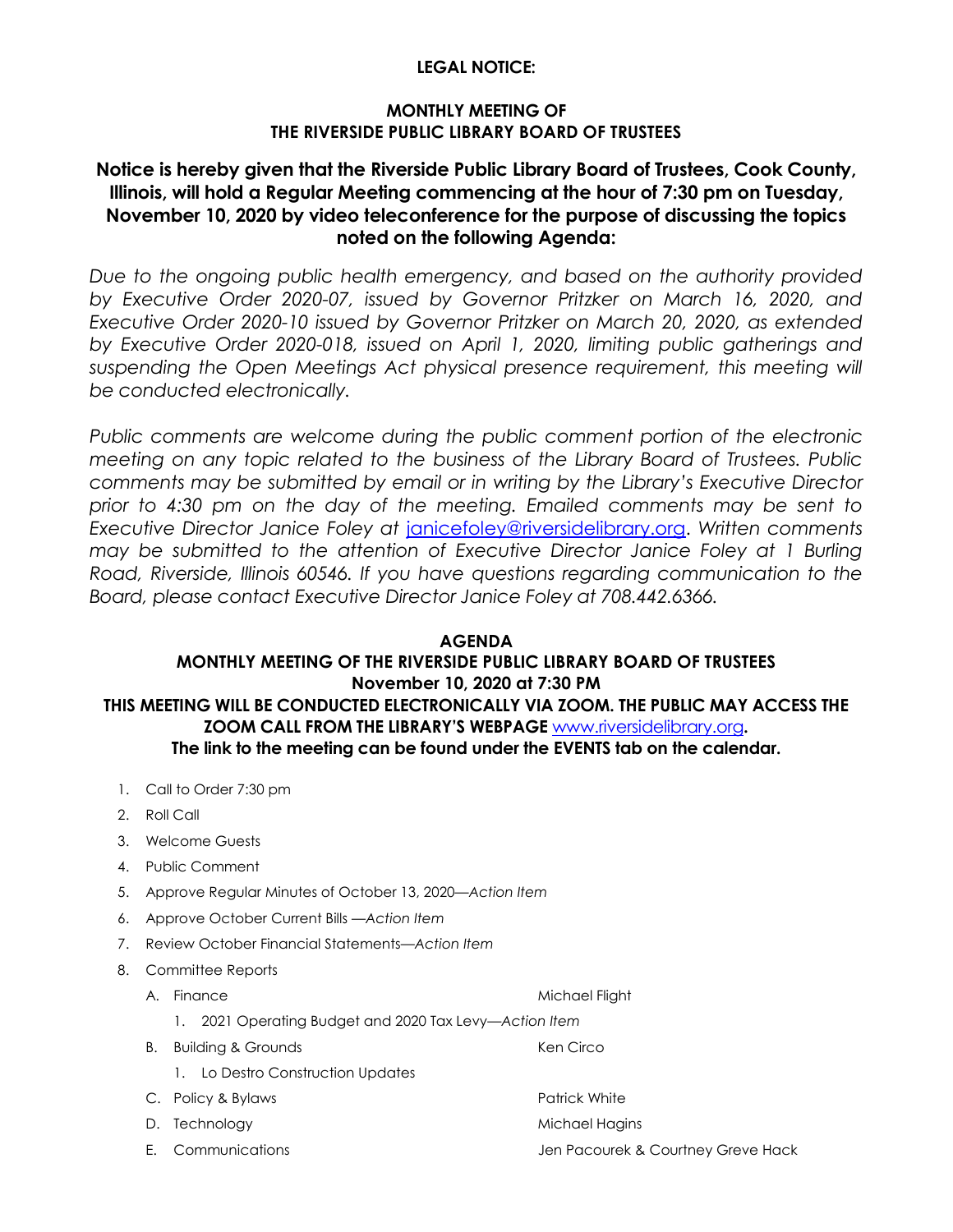**LEGAL NOTICE:**

**MONTHLY MEETING OF**
**THE RIVERSIDE PUBLIC LIBRARY BOARD OF TRUSTEES**

**Notice is hereby given that the Riverside Public Library Board of Trustees, Cook County, Illinois, will hold a Regular Meeting commencing at the hour of 7:30 pm on Tuesday, November 10, 2020 by video teleconference for the purpose of discussing the topics noted on the following Agenda:**

*Due to the ongoing public health emergency, and based on the authority provided by Executive Order 2020-07, issued by Governor Pritzker on March 16, 2020, and Executive Order 2020-10 issued by Governor Pritzker on March 20, 2020, as extended by Executive Order 2020-018, issued on April 1, 2020, limiting public gatherings and suspending the Open Meetings Act physical presence requirement, this meeting will be conducted electronically.*

*Public comments are welcome during the public comment portion of the electronic meeting on any topic related to the business of the Library Board of Trustees. Public comments may be submitted by email or in writing by the Library's Executive Director prior to 4:30 pm on the day of the meeting. Emailed comments may be sent to Executive Director Janice Foley at* janicefoley@riversidelibrary.org*. Written comments may be submitted to the attention of Executive Director Janice Foley at 1 Burling Road, Riverside, Illinois 60546. If you have questions regarding communication to the Board, please contact Executive Director Janice Foley at 708.442.6366.*

**AGENDA**
**MONTHLY MEETING OF THE RIVERSIDE PUBLIC LIBRARY BOARD OF TRUSTEES**
**November 10, 2020 at 7:30 PM**
**THIS MEETING WILL BE CONDUCTED ELECTRONICALLY VIA ZOOM. THE PUBLIC MAY ACCESS THE ZOOM CALL FROM THE LIBRARY'S WEBPAGE** www.riversidelibrary.org**.**
**The link to the meeting can be found under the EVENTS tab on the calendar.**

1. Call to Order 7:30 pm
2. Roll Call
3. Welcome Guests
4. Public Comment
5. Approve Regular Minutes of October 13, 2020—*Action Item*
6. Approve October Current Bills —*Action Item*
7. Review October Financial Statements—*Action Item*
8. Committee Reports
   - A. Finance — Michael Flight
     1. 2021 Operating Budget and 2020 Tax Levy—*Action Item*
   - B. Building & Grounds — Ken Circo
     1. Lo Destro Construction Updates
   - C. Policy & Bylaws — Patrick White
   - D. Technology — Michael Hagins
   - E. Communications — Jen Pacourek & Courtney Greve Hack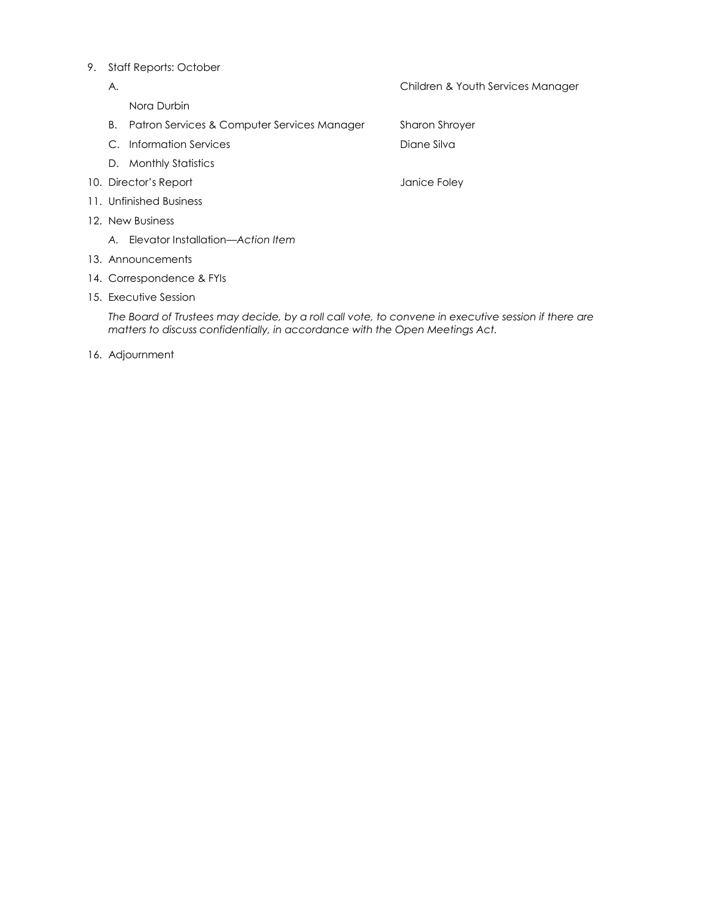9. Staff Reports: October
    - A. Children & Youth Services Manager — Nora Durbin
    - B. Patron Services & Computer Services Manager — Sharon Shroyer
    - C. Information Services — Diane Silva
    - D. Monthly Statistics
10. Director's Report — Janice Foley
11. Unfinished Business
12. New Business
    - *A.* Elevator Installation—*Action Item*
13. Announcements
14. Correspondence & FYIs
15. Executive Session

    *The Board of Trustees may decide, by a roll call vote, to convene in executive session if there are matters to discuss confidentially, in accordance with the Open Meetings Act.*

16. Adjournment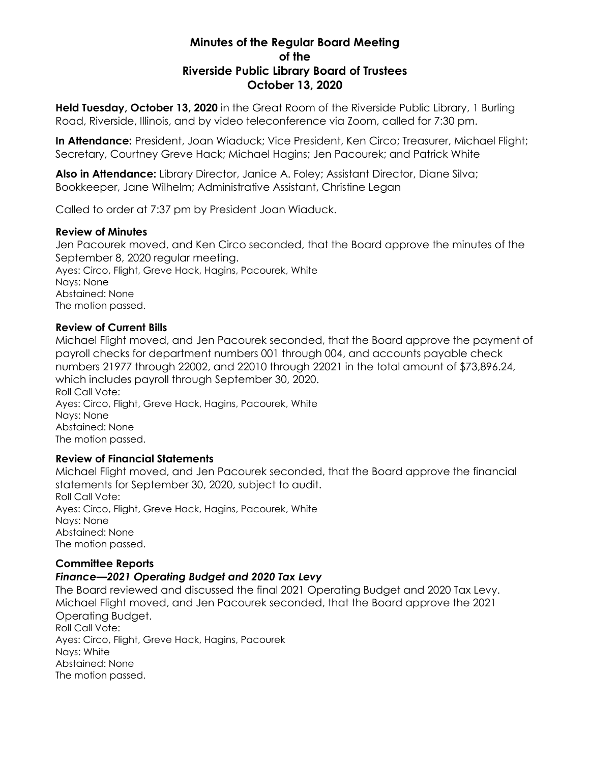# Minutes of the Regular Board Meeting of the Riverside Public Library Board of Trustees October 13, 2020

**Held Tuesday, October 13, 2020** in the Great Room of the Riverside Public Library, 1 Burling Road, Riverside, Illinois, and by video teleconference via Zoom, called for 7:30 pm.

**In Attendance:** President, Joan Wiaduck; Vice President, Ken Circo; Treasurer, Michael Flight; Secretary, Courtney Greve Hack; Michael Hagins; Jen Pacourek; and Patrick White

**Also in Attendance:** Library Director, Janice A. Foley; Assistant Director, Diane Silva; Bookkeeper, Jane Wilhelm; Administrative Assistant, Christine Legan

Called to order at 7:37 pm by President Joan Wiaduck.

### Review of Minutes

Jen Pacourek moved, and Ken Circo seconded, that the Board approve the minutes of the September 8, 2020 regular meeting.
Ayes: Circo, Flight, Greve Hack, Hagins, Pacourek, White
Nays: None
Abstained: None
The motion passed.

### Review of Current Bills

Michael Flight moved, and Jen Pacourek seconded, that the Board approve the payment of payroll checks for department numbers 001 through 004, and accounts payable check numbers 21977 through 22002, and 22010 through 22021 in the total amount of $73,896.24, which includes payroll through September 30, 2020.
Roll Call Vote:
Ayes: Circo, Flight, Greve Hack, Hagins, Pacourek, White
Nays: None
Abstained: None
The motion passed.

### Review of Financial Statements

Michael Flight moved, and Jen Pacourek seconded, that the Board approve the financial statements for September 30, 2020, subject to audit.
Roll Call Vote:
Ayes: Circo, Flight, Greve Hack, Hagins, Pacourek, White
Nays: None
Abstained: None
The motion passed.

### Committee Reports

#### *Finance—2021 Operating Budget and 2020 Tax Levy*

The Board reviewed and discussed the final 2021 Operating Budget and 2020 Tax Levy. Michael Flight moved, and Jen Pacourek seconded, that the Board approve the 2021 Operating Budget.
Roll Call Vote:
Ayes: Circo, Flight, Greve Hack, Hagins, Pacourek
Nays: White
Abstained: None
The motion passed.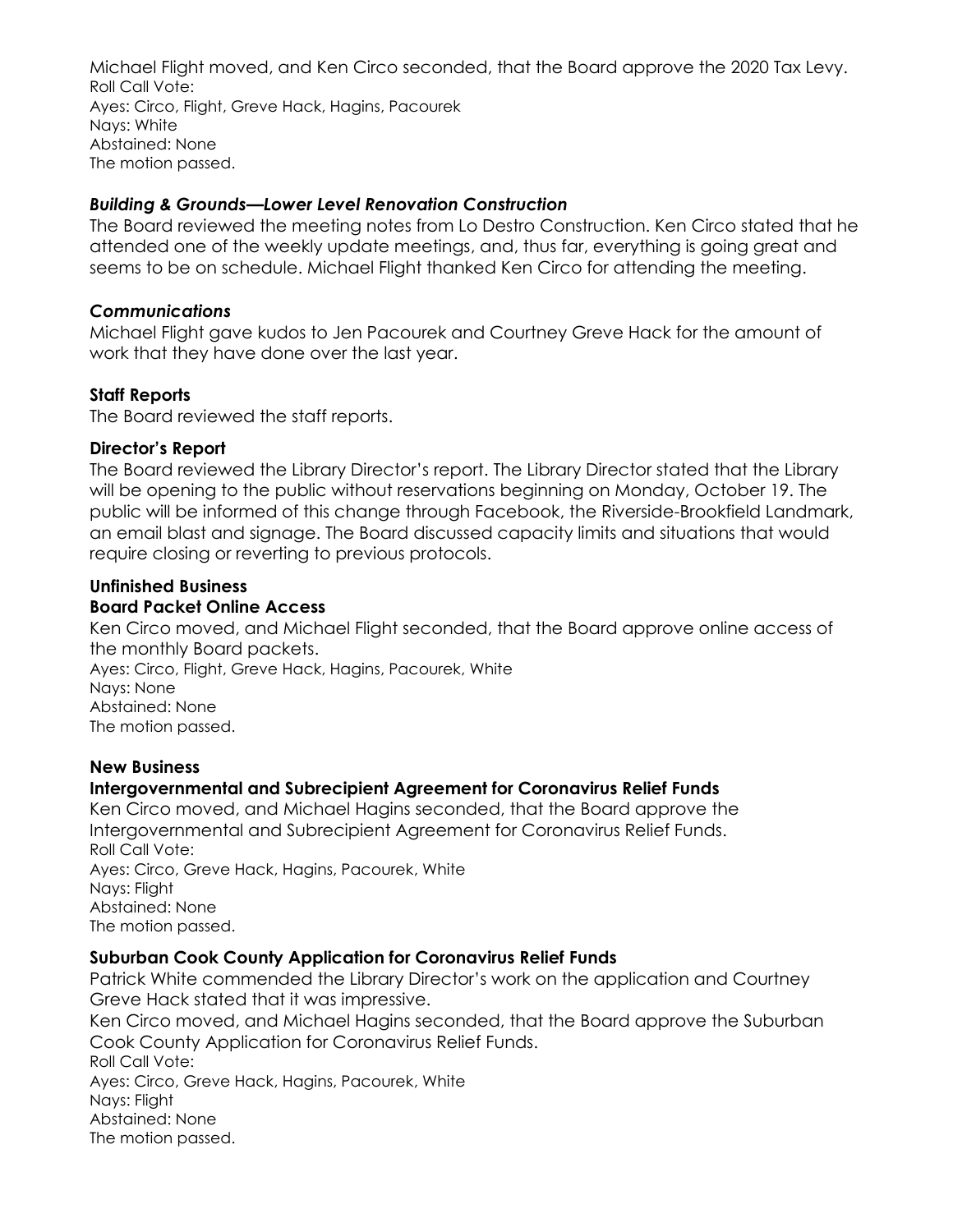Michael Flight moved, and Ken Circo seconded, that the Board approve the 2020 Tax Levy.
Roll Call Vote:
Ayes: Circo, Flight, Greve Hack, Hagins, Pacourek
Nays: White
Abstained: None
The motion passed.

### *Building & Grounds—Lower Level Renovation Construction*

The Board reviewed the meeting notes from Lo Destro Construction. Ken Circo stated that he attended one of the weekly update meetings, and, thus far, everything is going great and seems to be on schedule. Michael Flight thanked Ken Circo for attending the meeting.

### *Communications*

Michael Flight gave kudos to Jen Pacourek and Courtney Greve Hack for the amount of work that they have done over the last year.

## Staff Reports

The Board reviewed the staff reports.

## Director's Report

The Board reviewed the Library Director's report. The Library Director stated that the Library will be opening to the public without reservations beginning on Monday, October 19. The public will be informed of this change through Facebook, the Riverside-Brookfield Landmark, an email blast and signage. The Board discussed capacity limits and situations that would require closing or reverting to previous protocols.

## Unfinished Business

### Board Packet Online Access

Ken Circo moved, and Michael Flight seconded, that the Board approve online access of the monthly Board packets.
Ayes: Circo, Flight, Greve Hack, Hagins, Pacourek, White
Nays: None
Abstained: None
The motion passed.

## New Business

### Intergovernmental and Subrecipient Agreement for Coronavirus Relief Funds

Ken Circo moved, and Michael Hagins seconded, that the Board approve the Intergovernmental and Subrecipient Agreement for Coronavirus Relief Funds.
Roll Call Vote:
Ayes: Circo, Greve Hack, Hagins, Pacourek, White
Nays: Flight
Abstained: None
The motion passed.

### Suburban Cook County Application for Coronavirus Relief Funds

Patrick White commended the Library Director's work on the application and Courtney Greve Hack stated that it was impressive.
Ken Circo moved, and Michael Hagins seconded, that the Board approve the Suburban Cook County Application for Coronavirus Relief Funds.
Roll Call Vote:
Ayes: Circo, Greve Hack, Hagins, Pacourek, White
Nays: Flight
Abstained: None
The motion passed.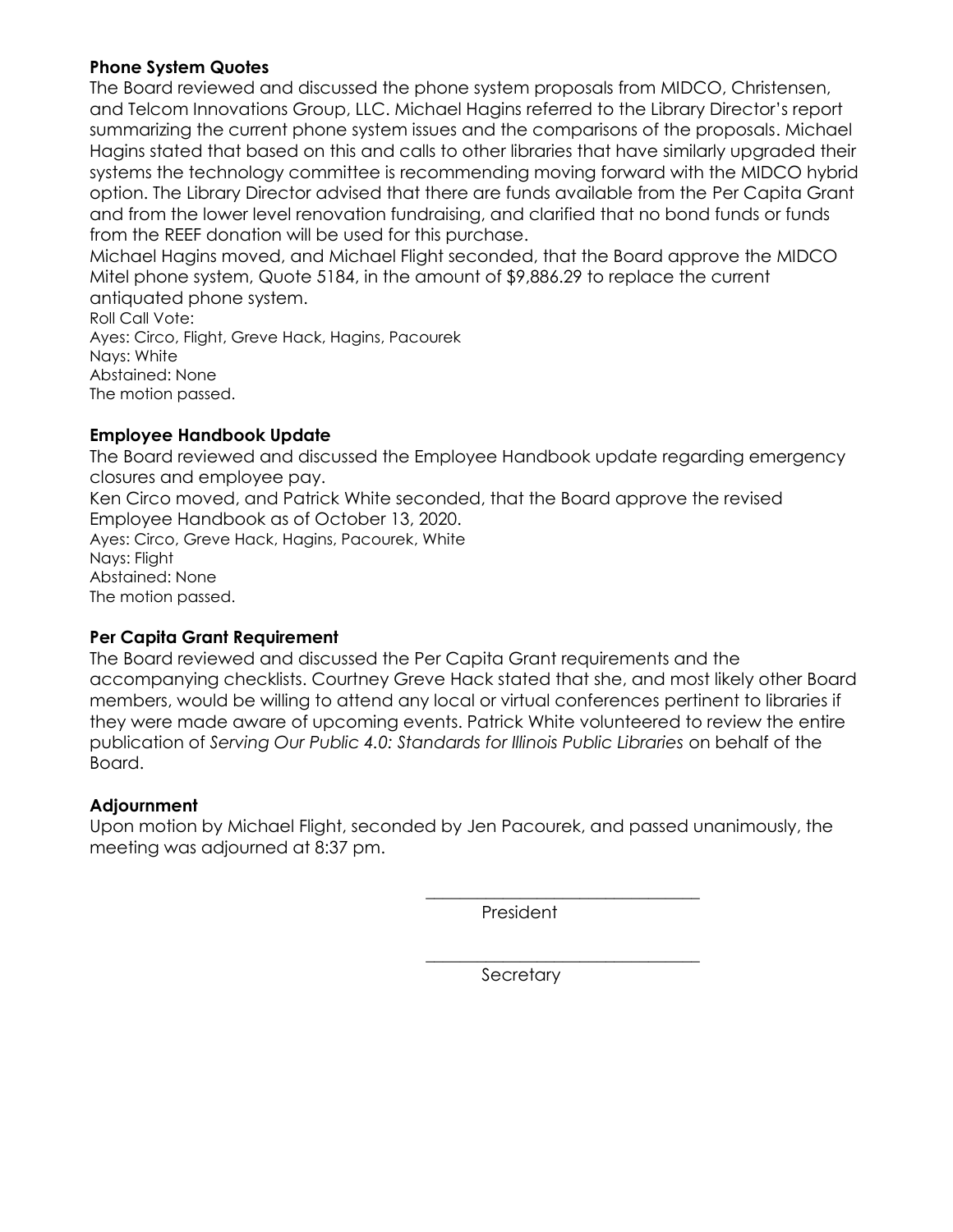**Phone System Quotes**

The Board reviewed and discussed the phone system proposals from MIDCO, Christensen, and Telcom Innovations Group, LLC. Michael Hagins referred to the Library Director's report summarizing the current phone system issues and the comparisons of the proposals. Michael Hagins stated that based on this and calls to other libraries that have similarly upgraded their systems the technology committee is recommending moving forward with the MIDCO hybrid option. The Library Director advised that there are funds available from the Per Capita Grant and from the lower level renovation fundraising, and clarified that no bond funds or funds from the REEF donation will be used for this purchase.

Michael Hagins moved, and Michael Flight seconded, that the Board approve the MIDCO Mitel phone system, Quote 5184, in the amount of $9,886.29 to replace the current antiquated phone system.

Roll Call Vote:
Ayes: Circo, Flight, Greve Hack, Hagins, Pacourek
Nays: White
Abstained: None
The motion passed.

**Employee Handbook Update**

The Board reviewed and discussed the Employee Handbook update regarding emergency closures and employee pay.

Ken Circo moved, and Patrick White seconded, that the Board approve the revised Employee Handbook as of October 13, 2020.

Ayes: Circo, Greve Hack, Hagins, Pacourek, White
Nays: Flight
Abstained: None
The motion passed.

**Per Capita Grant Requirement**

The Board reviewed and discussed the Per Capita Grant requirements and the accompanying checklists. Courtney Greve Hack stated that she, and most likely other Board members, would be willing to attend any local or virtual conferences pertinent to libraries if they were made aware of upcoming events. Patrick White volunteered to review the entire publication of *Serving Our Public 4.0: Standards for Illinois Public Libraries* on behalf of the Board.

**Adjournment**

Upon motion by Michael Flight, seconded by Jen Pacourek, and passed unanimously, the meeting was adjourned at 8:37 pm.

\_\_\_\_\_\_\_\_\_\_\_\_\_\_\_\_\_\_\_\_\_\_\_\_\_\_\_\_\_\_\_\_
President

\_\_\_\_\_\_\_\_\_\_\_\_\_\_\_\_\_\_\_\_\_\_\_\_\_\_\_\_\_\_\_\_
Secretary